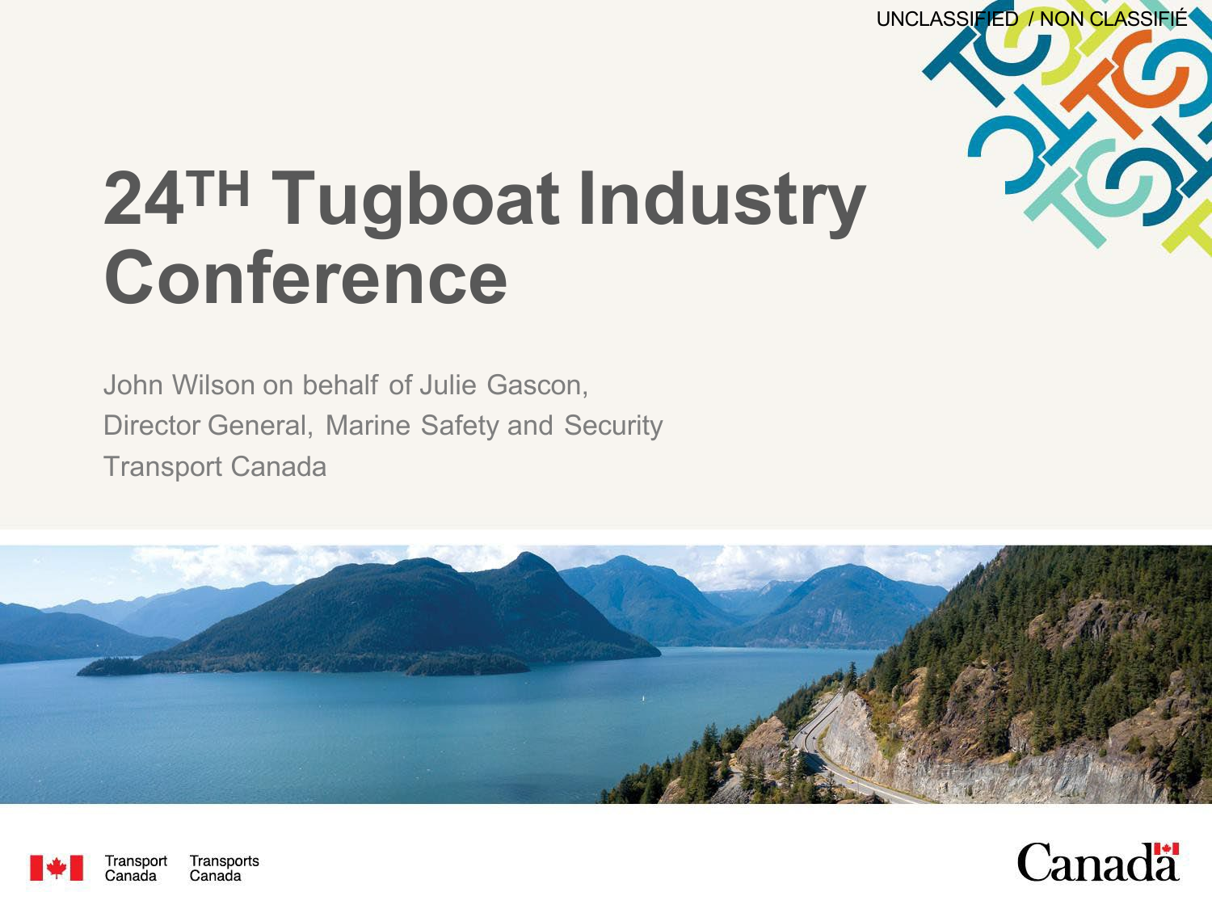UNCLASSIFIED / NON CLASSIFIÉ

# 24TH Tugboat Industry Conference

John Wilson on behalf of Julie Gascon,
Director General, Marine Safety and Security
Transport Canada

Transport Canada Transports Canada

Canada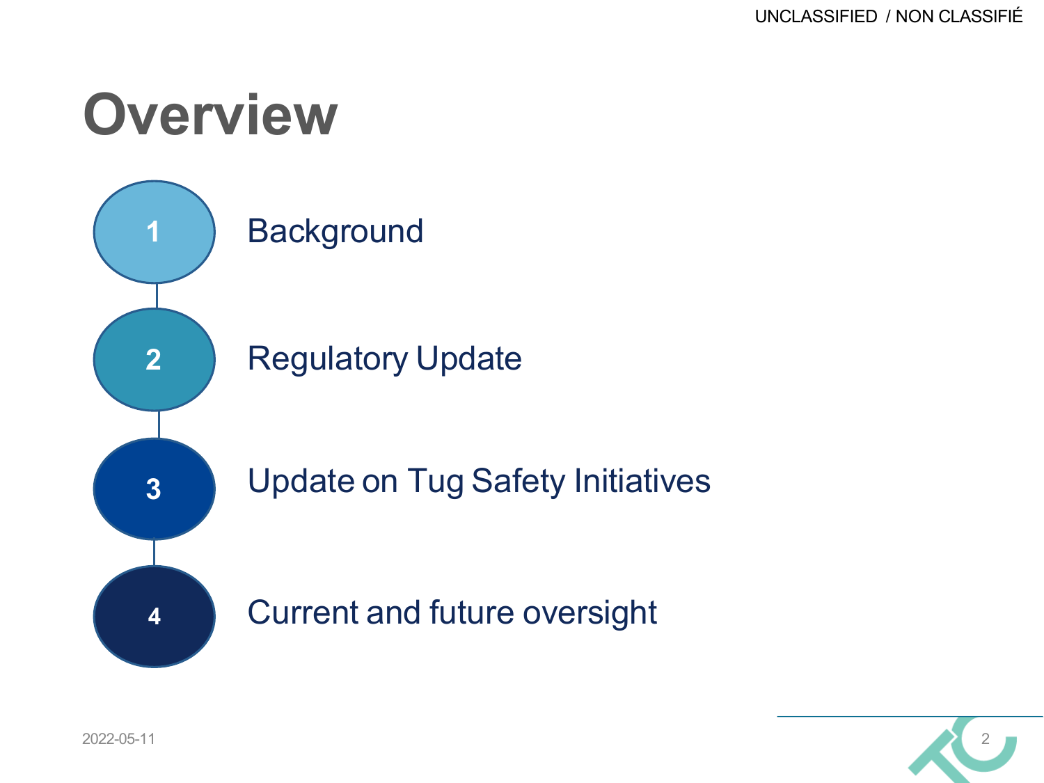# Overview

1. Background
2. Regulatory Update
3. Update on Tug Safety Initiatives
4. Current and future oversight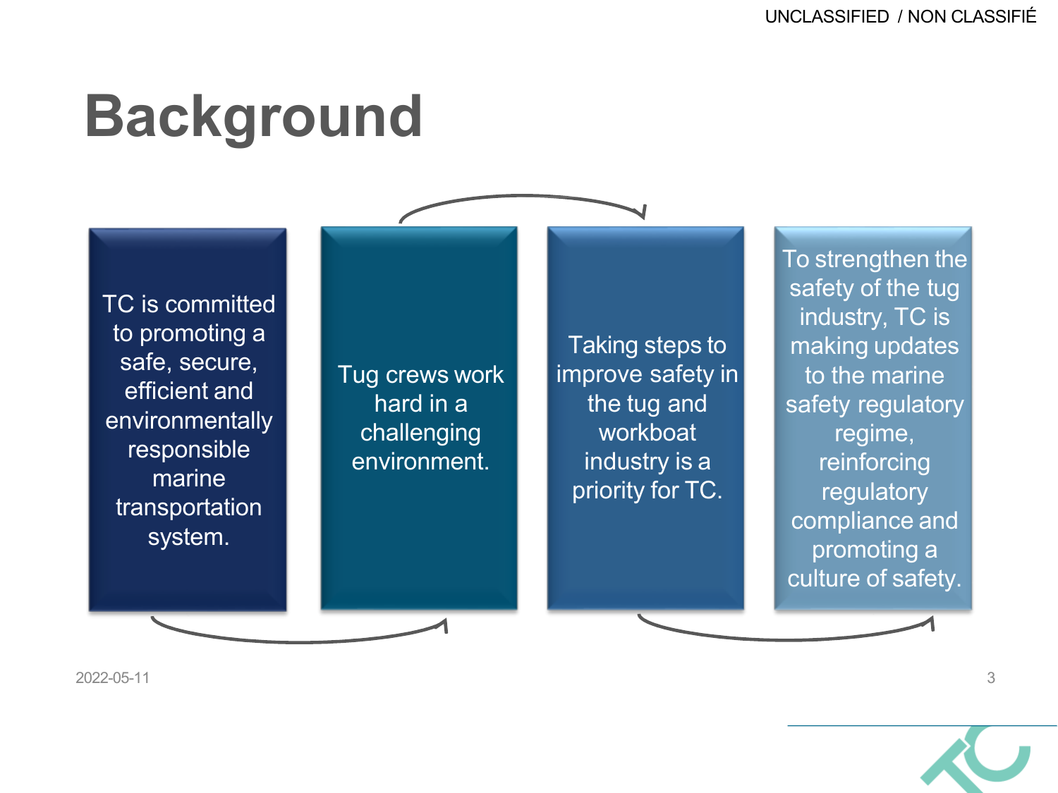# Background

TC is committed to promoting a safe, secure, efficient and environmentally responsible marine transportation system.

Tug crews work hard in a challenging environment.

Taking steps to improve safety in the tug and workboat industry is a priority for TC.

To strengthen the safety of the tug industry, TC is making updates to the marine safety regulatory regime, reinforcing regulatory compliance and promoting a culture of safety.

2022-05-11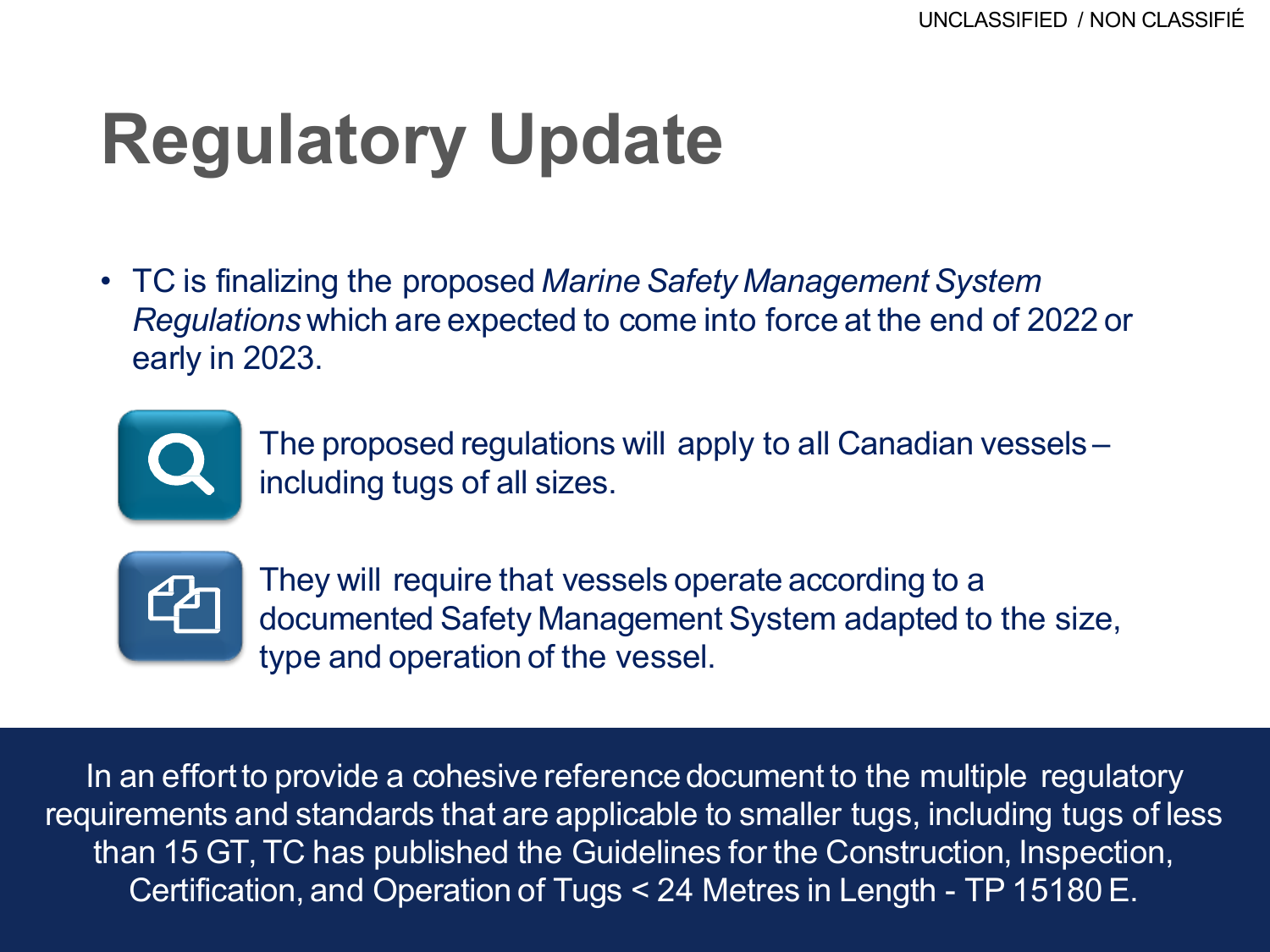# Regulatory Update

- TC is finalizing the proposed *Marine Safety Management System Regulations* which are expected to come into force at the end of 2022 or early in 2023.

The proposed regulations will apply to all Canadian vessels – including tugs of all sizes.

They will require that vessels operate according to a documented Safety Management System adapted to the size, type and operation of the vessel.

In an effort to provide a cohesive reference document to the multiple regulatory requirements and standards that are applicable to smaller tugs, including tugs of less than 15 GT, TC has published the Guidelines for the Construction, Inspection, Certification, and Operation of Tugs < 24 Metres in Length - TP 15180 E.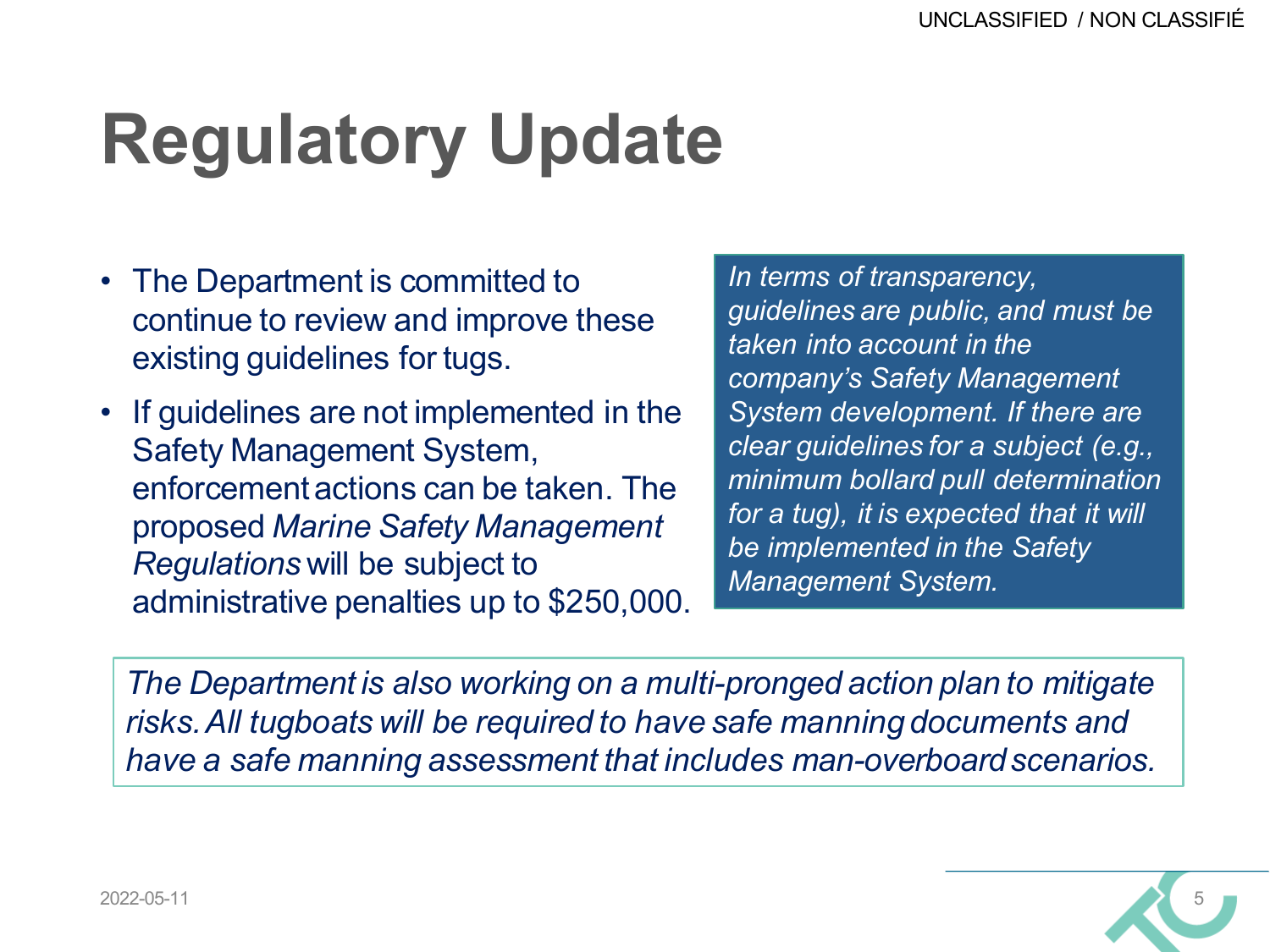# Regulatory Update

- The Department is committed to continue to review and improve these existing guidelines for tugs.
- If guidelines are not implemented in the Safety Management System, enforcement actions can be taken. The proposed *Marine Safety Management Regulations* will be subject to administrative penalties up to $250,000.

*In terms of transparency, guidelines are public, and must be taken into account in the company's Safety Management System development. If there are clear guidelines for a subject (e.g., minimum bollard pull determination for a tug), it is expected that it will be implemented in the Safety Management System.*

*The Department is also working on a multi-pronged action plan to mitigate risks. All tugboats will be required to have safe manning documents and have a safe manning assessment that includes man-overboard scenarios.*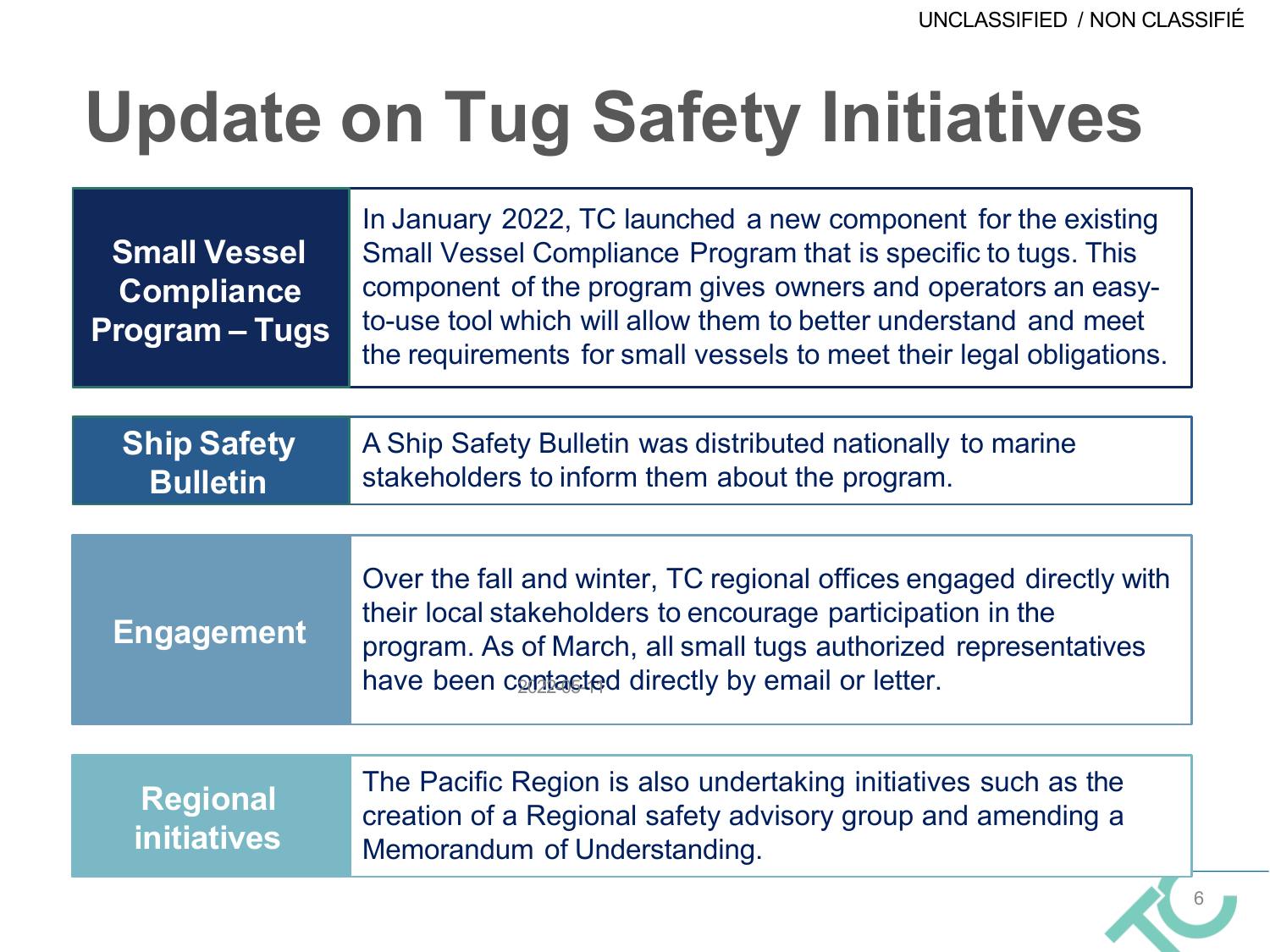UNCLASSIFIED / NON CLASSIFIÉ

# Update on Tug Safety Initiatives

| | |
|---|---|
| **Small Vessel Compliance Program – Tugs** | In January 2022, TC launched a new component for the existing Small Vessel Compliance Program that is specific to tugs. This component of the program gives owners and operators an easy-to-use tool which will allow them to better understand and meet the requirements for small vessels to meet their legal obligations. |
| **Ship Safety Bulletin** | A Ship Safety Bulletin was distributed nationally to marine stakeholders to inform them about the program. |
| **Engagement** | Over the fall and winter, TC regional offices engaged directly with their local stakeholders to encourage participation in the program. As of March, all small tugs authorized representatives have been contacted directly by email or letter. |
| **Regional initiatives** | The Pacific Region is also undertaking initiatives such as the creation of a Regional safety advisory group and amending a Memorandum of Understanding. |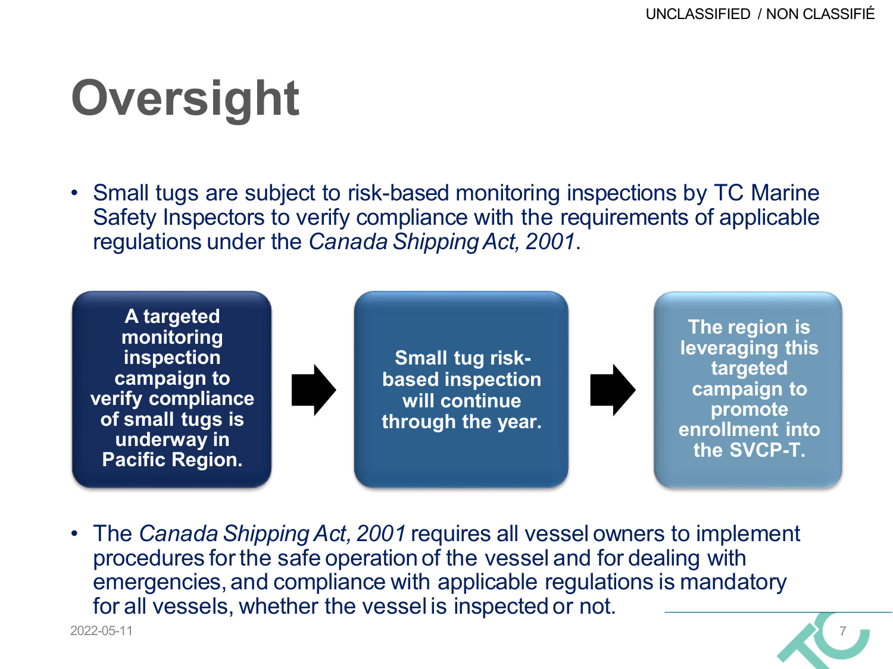# Oversight

- Small tugs are subject to risk-based monitoring inspections by TC Marine Safety Inspectors to verify compliance with the requirements of applicable regulations under the *Canada Shipping Act, 2001*.

**A targeted monitoring inspection campaign to verify compliance of small tugs is underway in Pacific Region.** → **Small tug risk-based inspection will continue through the year.** → **The region is leveraging this targeted campaign to promote enrollment into the SVCP-T.**

- The *Canada Shipping Act, 2001* requires all vessel owners to implement procedures for the safe operation of the vessel and for dealing with emergencies, and compliance with applicable regulations is mandatory for all vessels, whether the vessel is inspected or not.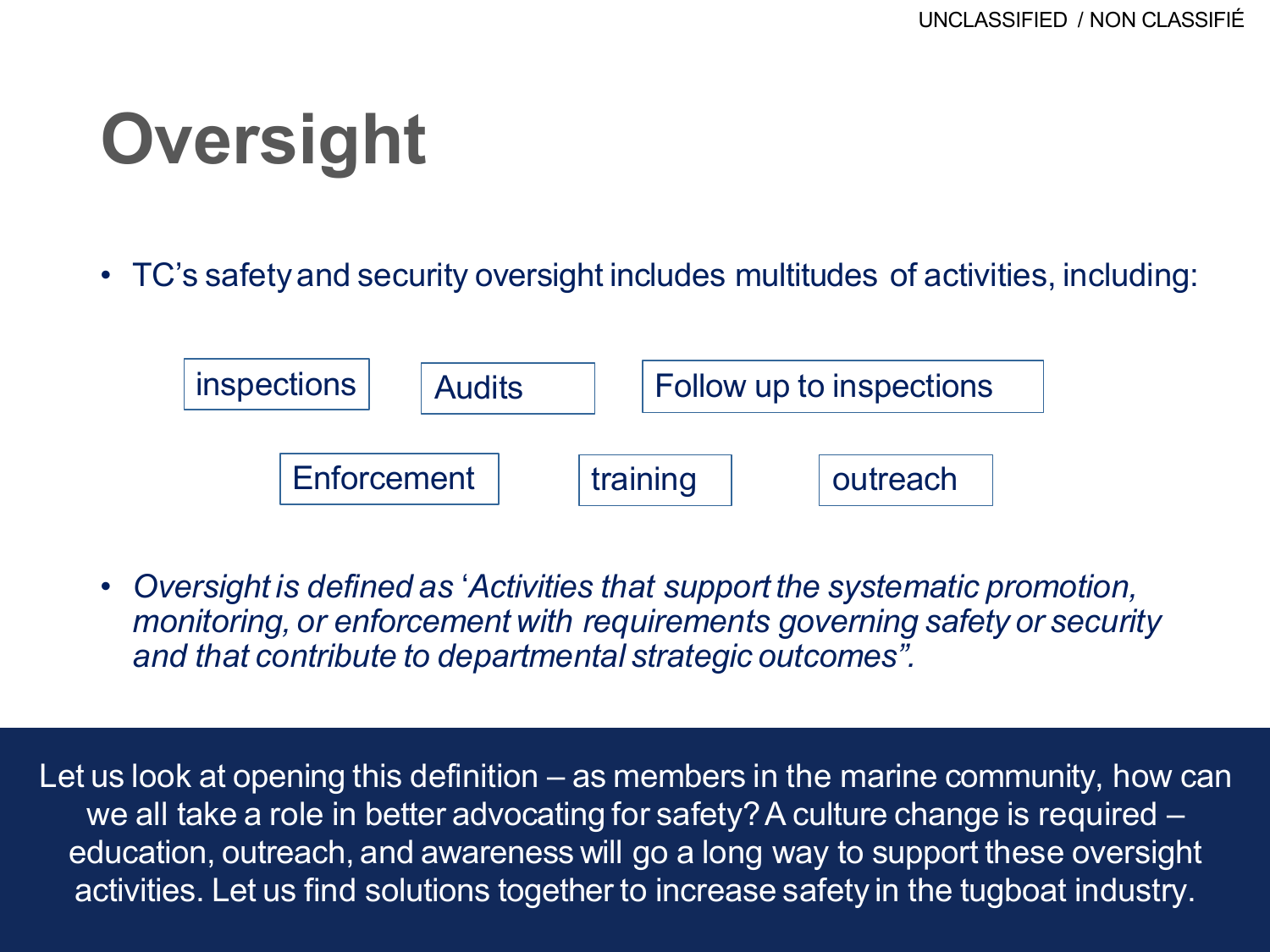# Oversight

- TC's safety and security oversight includes multitudes of activities, including:

inspections | Audits | Follow up to inspections

Enforcement | training | outreach

- *Oversight is defined as 'Activities that support the systematic promotion, monitoring, or enforcement with requirements governing safety or security and that contribute to departmental strategic outcomes".*

Let us look at opening this definition – as members in the marine community, how can we all take a role in better advocating for safety? A culture change is required – education, outreach, and awareness will go a long way to support these oversight activities. Let us find solutions together to increase safety in the tugboat industry.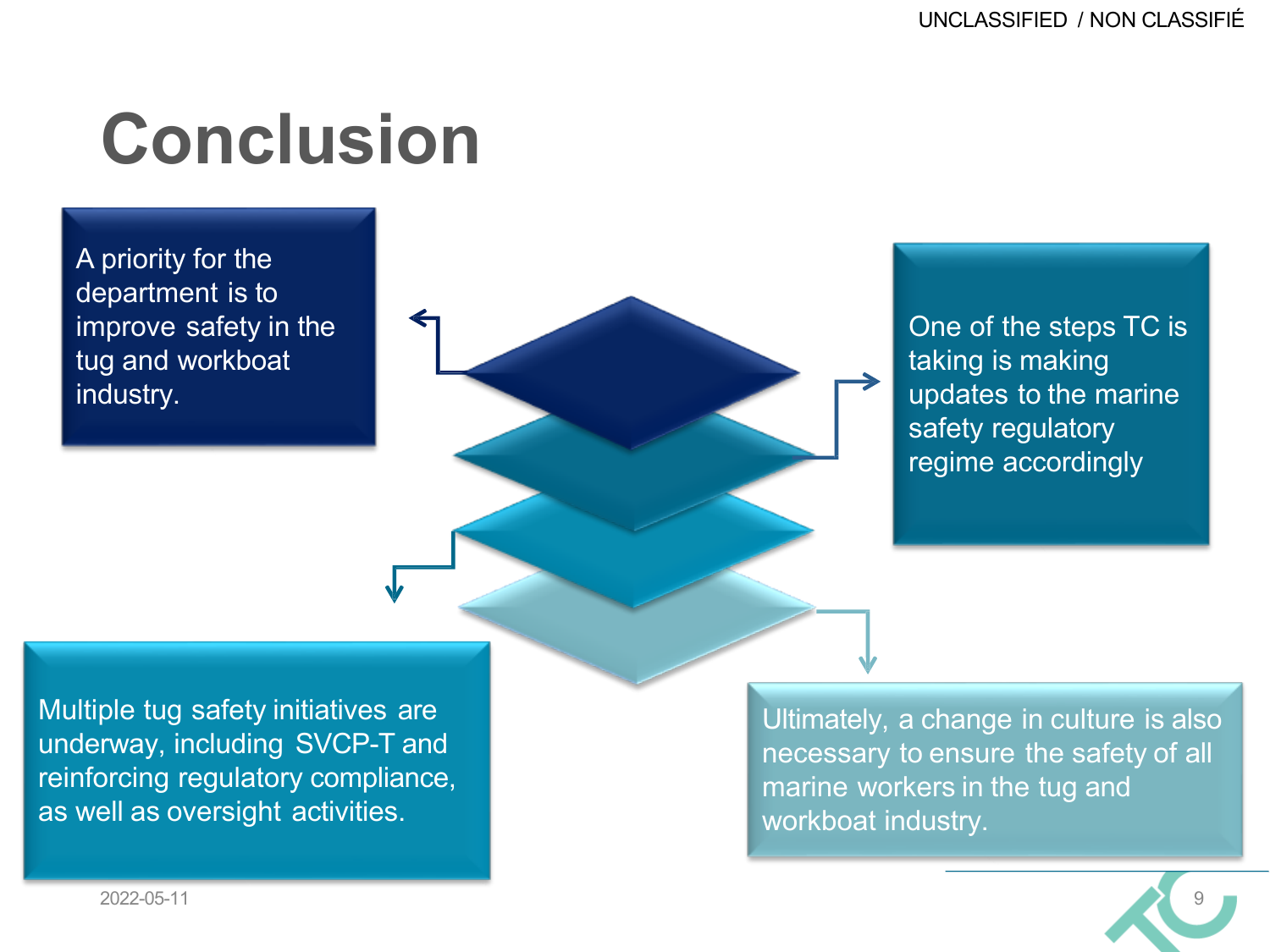# Conclusion

A priority for the department is to improve safety in the tug and workboat industry.

One of the steps TC is taking is making updates to the marine safety regulatory regime accordingly

Multiple tug safety initiatives are underway, including SVCP-T and reinforcing regulatory compliance, as well as oversight activities.

Ultimately, a change in culture is also necessary to ensure the safety of all marine workers in the tug and workboat industry.